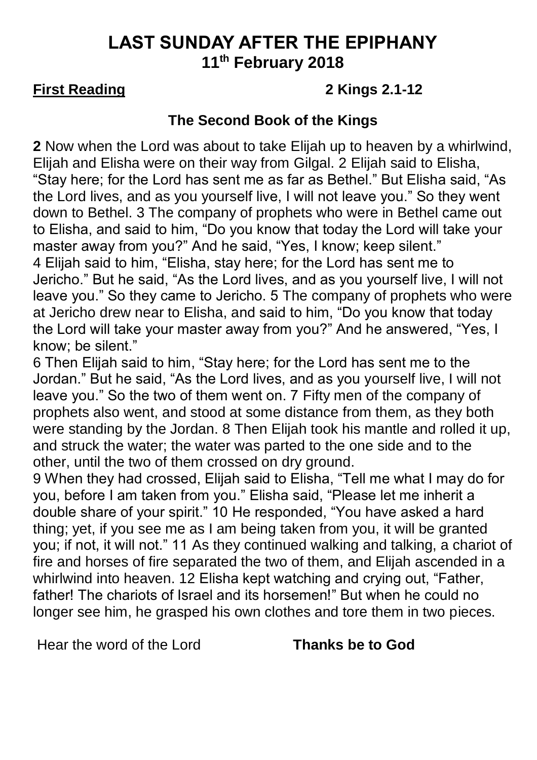# LAST SUNDAY AFTER THE EPIPHANY

## 11th February 2018

**First Reading** **2 Kings 2.1-12**

### The Second Book of the Kings

**2** Now when the Lord was about to take Elijah up to heaven by a whirlwind, Elijah and Elisha were on their way from Gilgal. 2 Elijah said to Elisha, "Stay here; for the Lord has sent me as far as Bethel." But Elisha said, "As the Lord lives, and as you yourself live, I will not leave you." So they went down to Bethel. 3 The company of prophets who were in Bethel came out to Elisha, and said to him, "Do you know that today the Lord will take your master away from you?" And he said, "Yes, I know; keep silent."
4 Elijah said to him, "Elisha, stay here; for the Lord has sent me to Jericho." But he said, "As the Lord lives, and as you yourself live, I will not leave you." So they came to Jericho. 5 The company of prophets who were at Jericho drew near to Elisha, and said to him, "Do you know that today the Lord will take your master away from you?" And he answered, "Yes, I know; be silent."
6 Then Elijah said to him, "Stay here; for the Lord has sent me to the Jordan." But he said, "As the Lord lives, and as you yourself live, I will not leave you." So the two of them went on. 7 Fifty men of the company of prophets also went, and stood at some distance from them, as they both were standing by the Jordan. 8 Then Elijah took his mantle and rolled it up, and struck the water; the water was parted to the one side and to the other, until the two of them crossed on dry ground.
9 When they had crossed, Elijah said to Elisha, "Tell me what I may do for you, before I am taken from you." Elisha said, "Please let me inherit a double share of your spirit." 10 He responded, "You have asked a hard thing; yet, if you see me as I am being taken from you, it will be granted you; if not, it will not." 11 As they continued walking and talking, a chariot of fire and horses of fire separated the two of them, and Elijah ascended in a whirlwind into heaven. 12 Elisha kept watching and crying out, "Father, father! The chariots of Israel and its horsemen!" But when he could no longer see him, he grasped his own clothes and tore them in two pieces.

Hear the word of the Lord **Thanks be to God**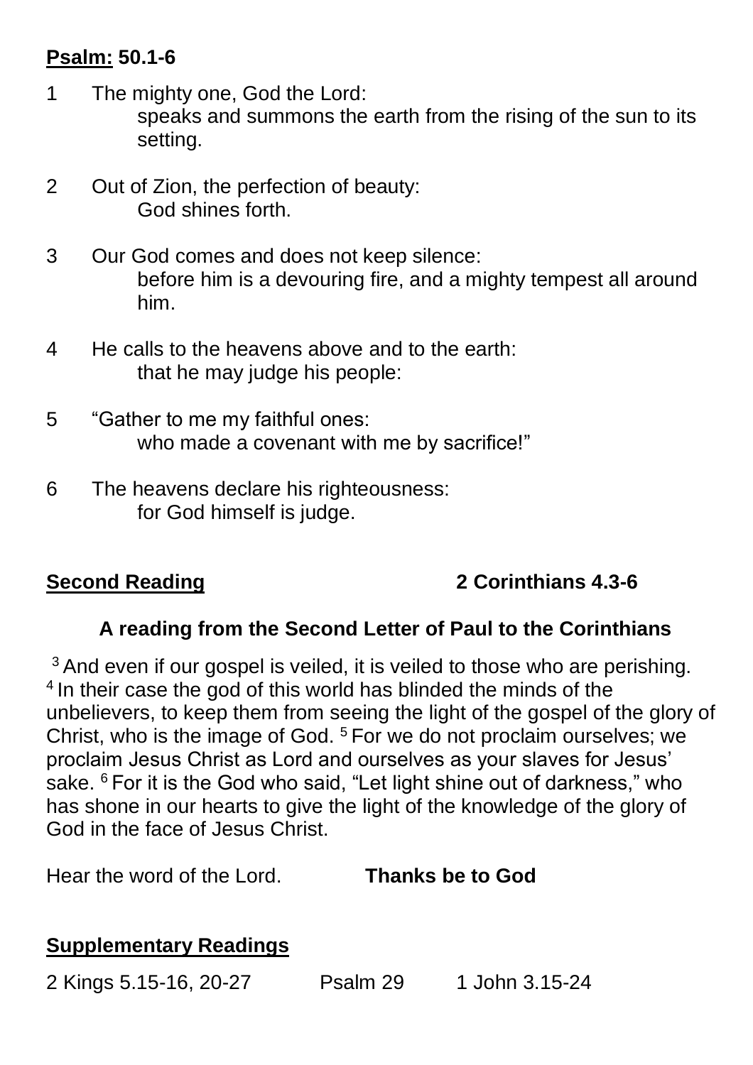**Psalm: 50.1-6**

1 The mighty one, God the Lord:
   speaks and summons the earth from the rising of the sun to its setting.

2 Out of Zion, the perfection of beauty:
   God shines forth.

3 Our God comes and does not keep silence:
   before him is a devouring fire, and a mighty tempest all around him.

4 He calls to the heavens above and to the earth:
   that he may judge his people:

5 "Gather to me my faithful ones:
   who made a covenant with me by sacrifice!"

6 The heavens declare his righteousness:
   for God himself is judge.

**Second Reading** **2 Corinthians 4.3-6**

**A reading from the Second Letter of Paul to the Corinthians**

[3] And even if our gospel is veiled, it is veiled to those who are perishing. [4] In their case the god of this world has blinded the minds of the unbelievers, to keep them from seeing the light of the gospel of the glory of Christ, who is the image of God. [5] For we do not proclaim ourselves; we proclaim Jesus Christ as Lord and ourselves as your slaves for Jesus' sake. [6] For it is the God who said, "Let light shine out of darkness," who has shone in our hearts to give the light of the knowledge of the glory of God in the face of Jesus Christ.

Hear the word of the Lord. **Thanks be to God**

**Supplementary Readings**

2 Kings 5.15-16, 20-27 Psalm 29 1 John 3.15-24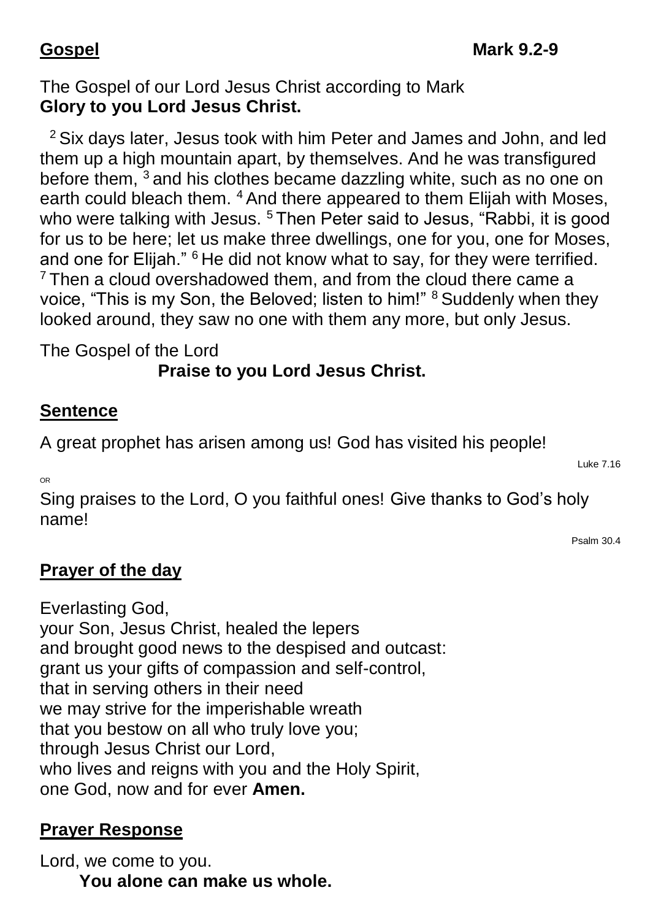## **Gospel** **Mark 9.2-9**

The Gospel of our Lord Jesus Christ according to Mark
**Glory to you Lord Jesus Christ.**

[2] Six days later, Jesus took with him Peter and James and John, and led them up a high mountain apart, by themselves. And he was transfigured before them, [3] and his clothes became dazzling white, such as no one on earth could bleach them. [4] And there appeared to them Elijah with Moses, who were talking with Jesus. [5] Then Peter said to Jesus, “Rabbi, it is good for us to be here; let us make three dwellings, one for you, one for Moses, and one for Elijah.” [6] He did not know what to say, for they were terrified. [7] Then a cloud overshadowed them, and from the cloud there came a voice, “This is my Son, the Beloved; listen to him!” [8] Suddenly when they looked around, they saw no one with them any more, but only Jesus.

The Gospel of the Lord
**Praise to you Lord Jesus Christ.**

## **Sentence**

A great prophet has arisen among us! God has visited his people!

Luke 7.16

OR

Sing praises to the Lord, O you faithful ones! Give thanks to God’s holy name!

Psalm 30.4

## **Prayer of the day**

Everlasting God,
your Son, Jesus Christ, healed the lepers
and brought good news to the despised and outcast:
grant us your gifts of compassion and self-control,
that in serving others in their need
we may strive for the imperishable wreath
that you bestow on all who truly love you;
through Jesus Christ our Lord,
who lives and reigns with you and the Holy Spirit,
one God, now and for ever **Amen.**

## **Prayer Response**

Lord, we come to you.
**You alone can make us whole.**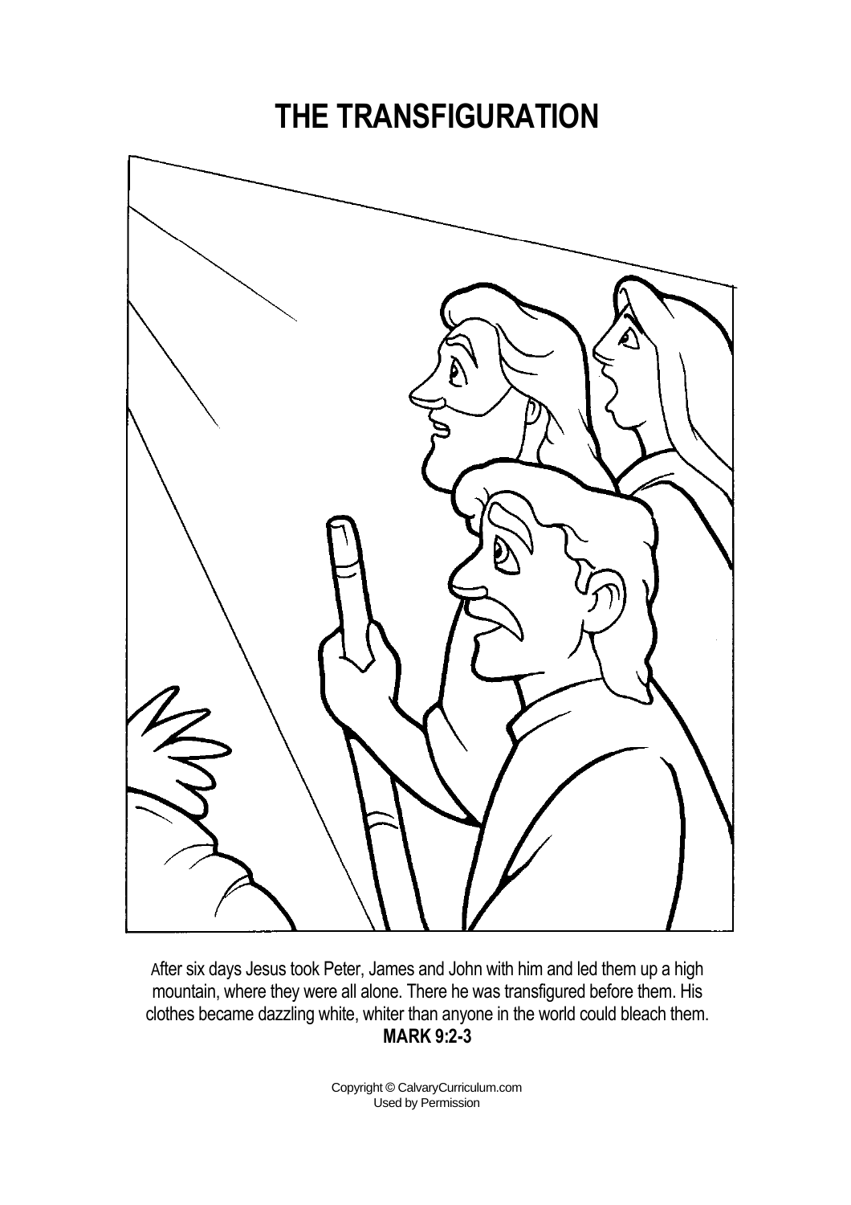# THE TRANSFIGURATION

After six days Jesus took Peter, James and John with him and led them up a high mountain, where they were all alone. There he was transfigured before them. His clothes became dazzling white, whiter than anyone in the world could bleach them.
**MARK 9:2-3**

Copyright © CalvaryCurriculum.com
Used by Permission